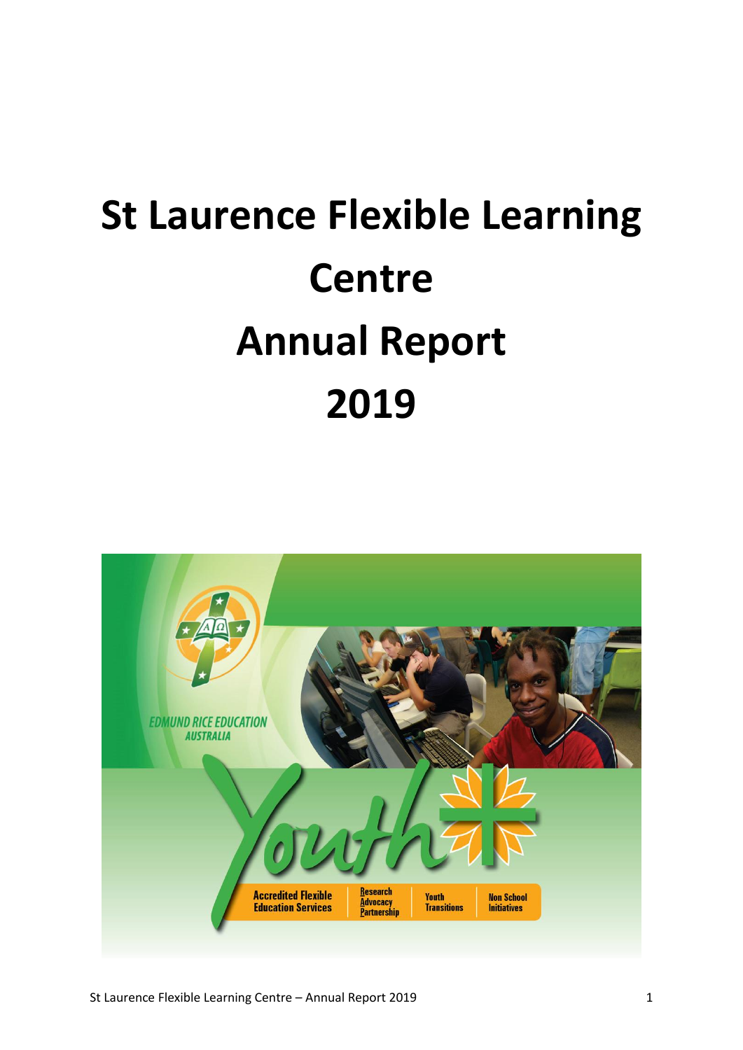# St Laurence Flexible Learning Centre
# Annual Report
# 2019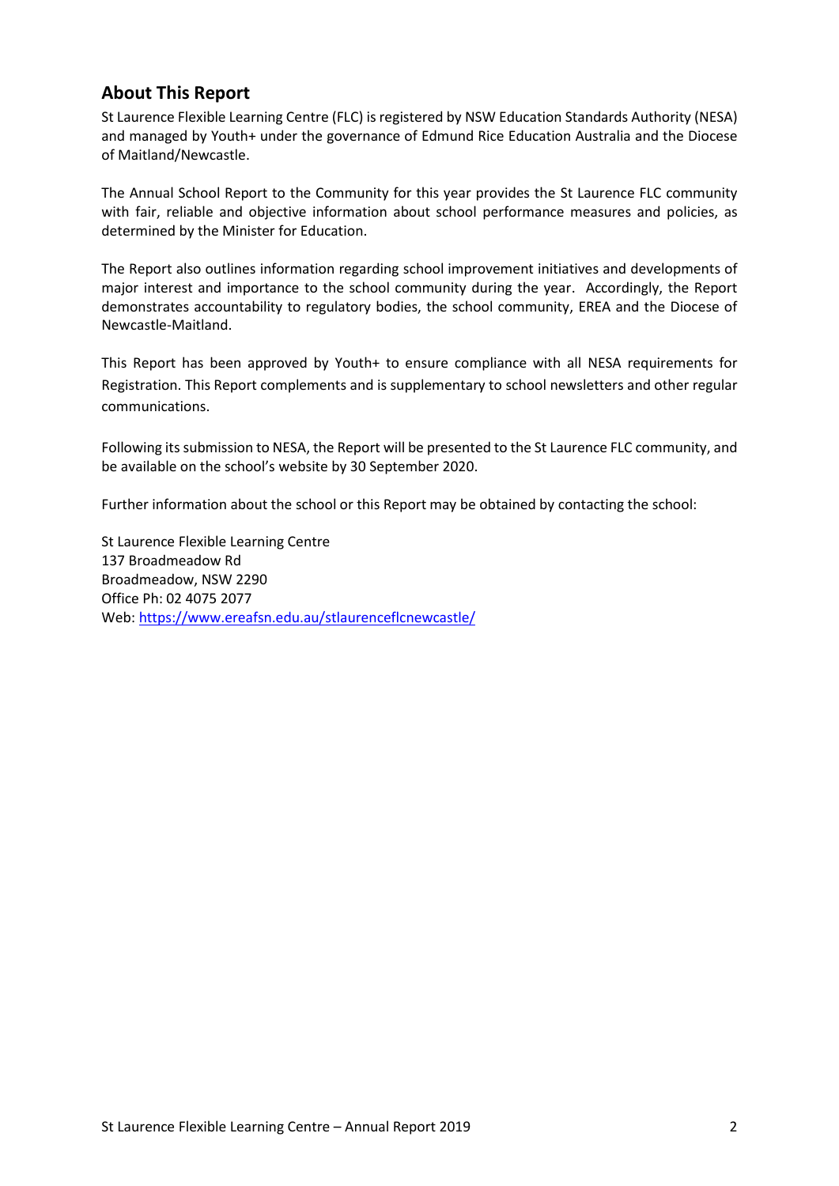## About This Report

St Laurence Flexible Learning Centre (FLC) is registered by NSW Education Standards Authority (NESA) and managed by Youth+ under the governance of Edmund Rice Education Australia and the Diocese of Maitland/Newcastle.

The Annual School Report to the Community for this year provides the St Laurence FLC community with fair, reliable and objective information about school performance measures and policies, as determined by the Minister for Education.

The Report also outlines information regarding school improvement initiatives and developments of major interest and importance to the school community during the year. Accordingly, the Report demonstrates accountability to regulatory bodies, the school community, EREA and the Diocese of Newcastle-Maitland.

This Report has been approved by Youth+ to ensure compliance with all NESA requirements for Registration. This Report complements and is supplementary to school newsletters and other regular communications.

Following its submission to NESA, the Report will be presented to the St Laurence FLC community, and be available on the school's website by 30 September 2020.

Further information about the school or this Report may be obtained by contacting the school:

St Laurence Flexible Learning Centre
137 Broadmeadow Rd
Broadmeadow, NSW 2290
Office Ph: 02 4075 2077
Web: https://www.ereafsn.edu.au/stlaurenceflcnewcastle/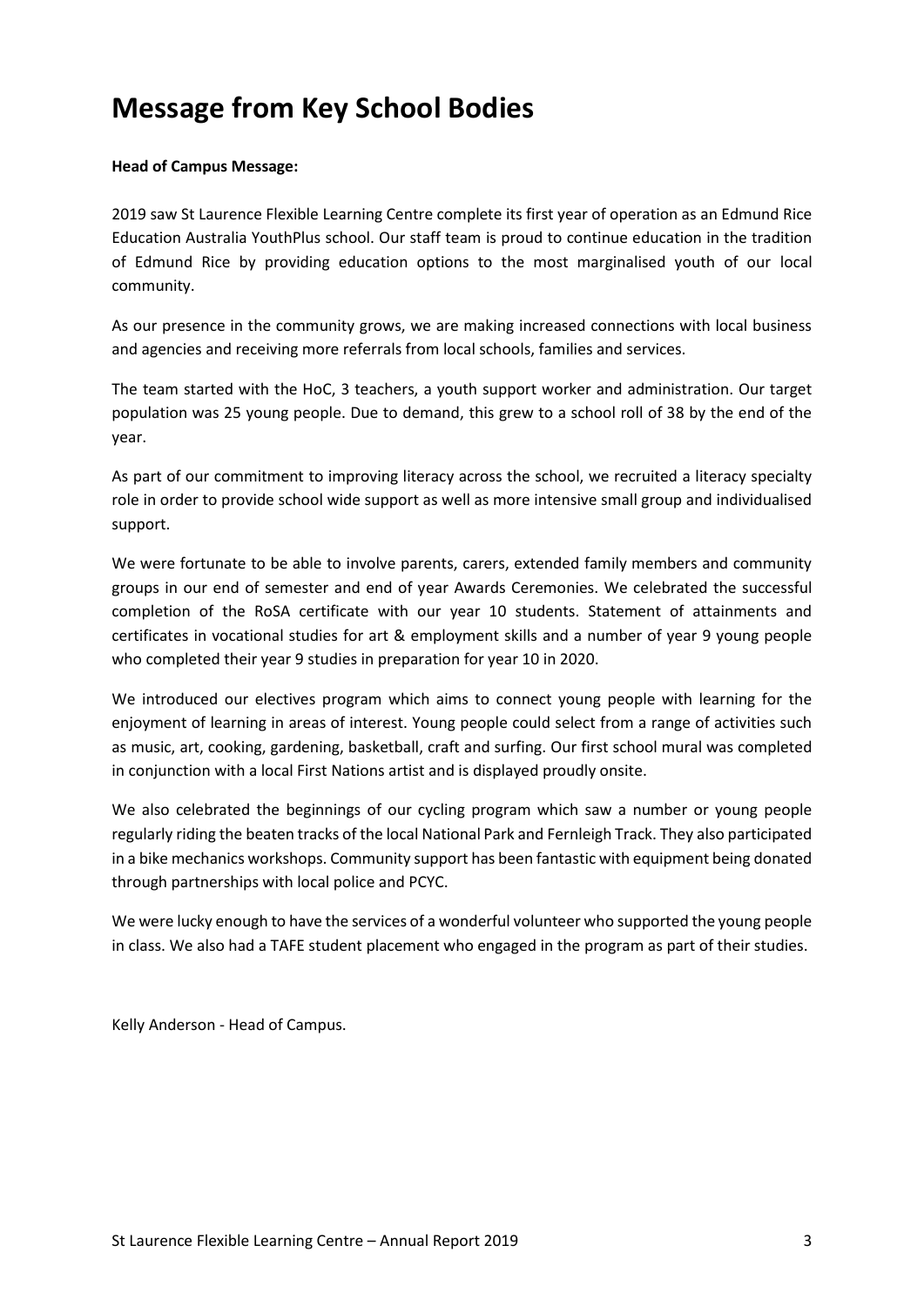# Message from Key School Bodies

**Head of Campus Message:**

2019 saw St Laurence Flexible Learning Centre complete its first year of operation as an Edmund Rice Education Australia YouthPlus school. Our staff team is proud to continue education in the tradition of Edmund Rice by providing education options to the most marginalised youth of our local community.

As our presence in the community grows, we are making increased connections with local business and agencies and receiving more referrals from local schools, families and services.

The team started with the HoC, 3 teachers, a youth support worker and administration. Our target population was 25 young people. Due to demand, this grew to a school roll of 38 by the end of the year.

As part of our commitment to improving literacy across the school, we recruited a literacy specialty role in order to provide school wide support as well as more intensive small group and individualised support.

We were fortunate to be able to involve parents, carers, extended family members and community groups in our end of semester and end of year Awards Ceremonies. We celebrated the successful completion of the RoSA certificate with our year 10 students. Statement of attainments and certificates in vocational studies for art & employment skills and a number of year 9 young people who completed their year 9 studies in preparation for year 10 in 2020.

We introduced our electives program which aims to connect young people with learning for the enjoyment of learning in areas of interest. Young people could select from a range of activities such as music, art, cooking, gardening, basketball, craft and surfing. Our first school mural was completed in conjunction with a local First Nations artist and is displayed proudly onsite.

We also celebrated the beginnings of our cycling program which saw a number or young people regularly riding the beaten tracks of the local National Park and Fernleigh Track. They also participated in a bike mechanics workshops. Community support has been fantastic with equipment being donated through partnerships with local police and PCYC.

We were lucky enough to have the services of a wonderful volunteer who supported the young people in class. We also had a TAFE student placement who engaged in the program as part of their studies.

Kelly Anderson - Head of Campus.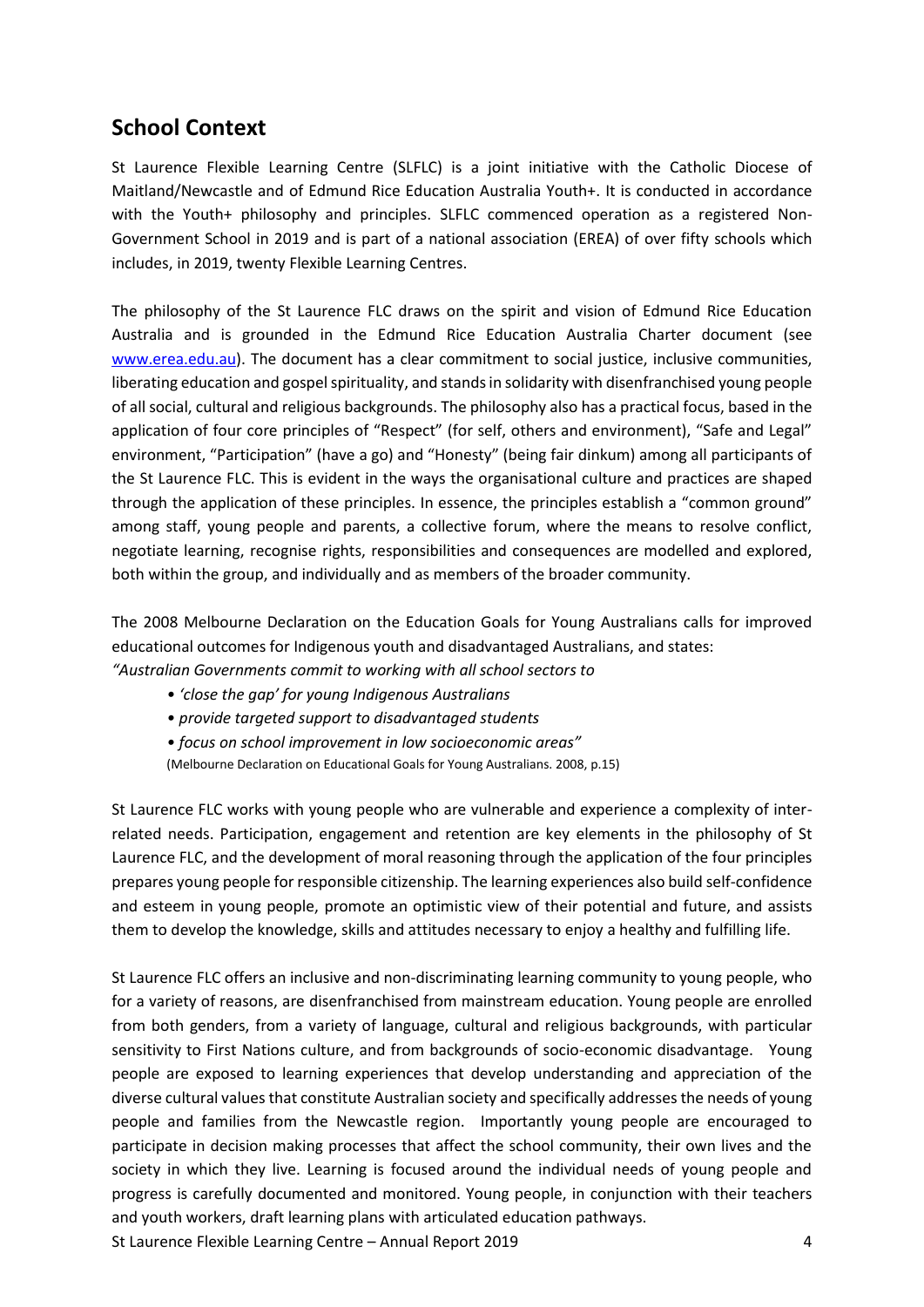## School Context

St Laurence Flexible Learning Centre (SLFLC) is a joint initiative with the Catholic Diocese of Maitland/Newcastle and of Edmund Rice Education Australia Youth+. It is conducted in accordance with the Youth+ philosophy and principles. SLFLC commenced operation as a registered Non-Government School in 2019 and is part of a national association (EREA) of over fifty schools which includes, in 2019, twenty Flexible Learning Centres.

The philosophy of the St Laurence FLC draws on the spirit and vision of Edmund Rice Education Australia and is grounded in the Edmund Rice Education Australia Charter document (see [www.erea.edu.au](www.erea.edu.au)). The document has a clear commitment to social justice, inclusive communities, liberating education and gospel spirituality, and stands in solidarity with disenfranchised young people of all social, cultural and religious backgrounds. The philosophy also has a practical focus, based in the application of four core principles of "Respect" (for self, others and environment), "Safe and Legal" environment, "Participation" (have a go) and "Honesty" (being fair dinkum) among all participants of the St Laurence FLC. This is evident in the ways the organisational culture and practices are shaped through the application of these principles. In essence, the principles establish a "common ground" among staff, young people and parents, a collective forum, where the means to resolve conflict, negotiate learning, recognise rights, responsibilities and consequences are modelled and explored, both within the group, and individually and as members of the broader community.

The 2008 Melbourne Declaration on the Education Goals for Young Australians calls for improved educational outcomes for Indigenous youth and disadvantaged Australians, and states:
*"Australian Governments commit to working with all school sectors to*

- *'close the gap' for young Indigenous Australians*
- *provide targeted support to disadvantaged students*
- *focus on school improvement in low socioeconomic areas"*

(Melbourne Declaration on Educational Goals for Young Australians. 2008, p.15)

St Laurence FLC works with young people who are vulnerable and experience a complexity of inter-related needs. Participation, engagement and retention are key elements in the philosophy of St Laurence FLC, and the development of moral reasoning through the application of the four principles prepares young people for responsible citizenship. The learning experiences also build self-confidence and esteem in young people, promote an optimistic view of their potential and future, and assists them to develop the knowledge, skills and attitudes necessary to enjoy a healthy and fulfilling life.

St Laurence FLC offers an inclusive and non-discriminating learning community to young people, who for a variety of reasons, are disenfranchised from mainstream education. Young people are enrolled from both genders, from a variety of language, cultural and religious backgrounds, with particular sensitivity to First Nations culture, and from backgrounds of socio-economic disadvantage. Young people are exposed to learning experiences that develop understanding and appreciation of the diverse cultural values that constitute Australian society and specifically addresses the needs of young people and families from the Newcastle region. Importantly young people are encouraged to participate in decision making processes that affect the school community, their own lives and the society in which they live. Learning is focused around the individual needs of young people and progress is carefully documented and monitored. Young people, in conjunction with their teachers and youth workers, draft learning plans with articulated education pathways.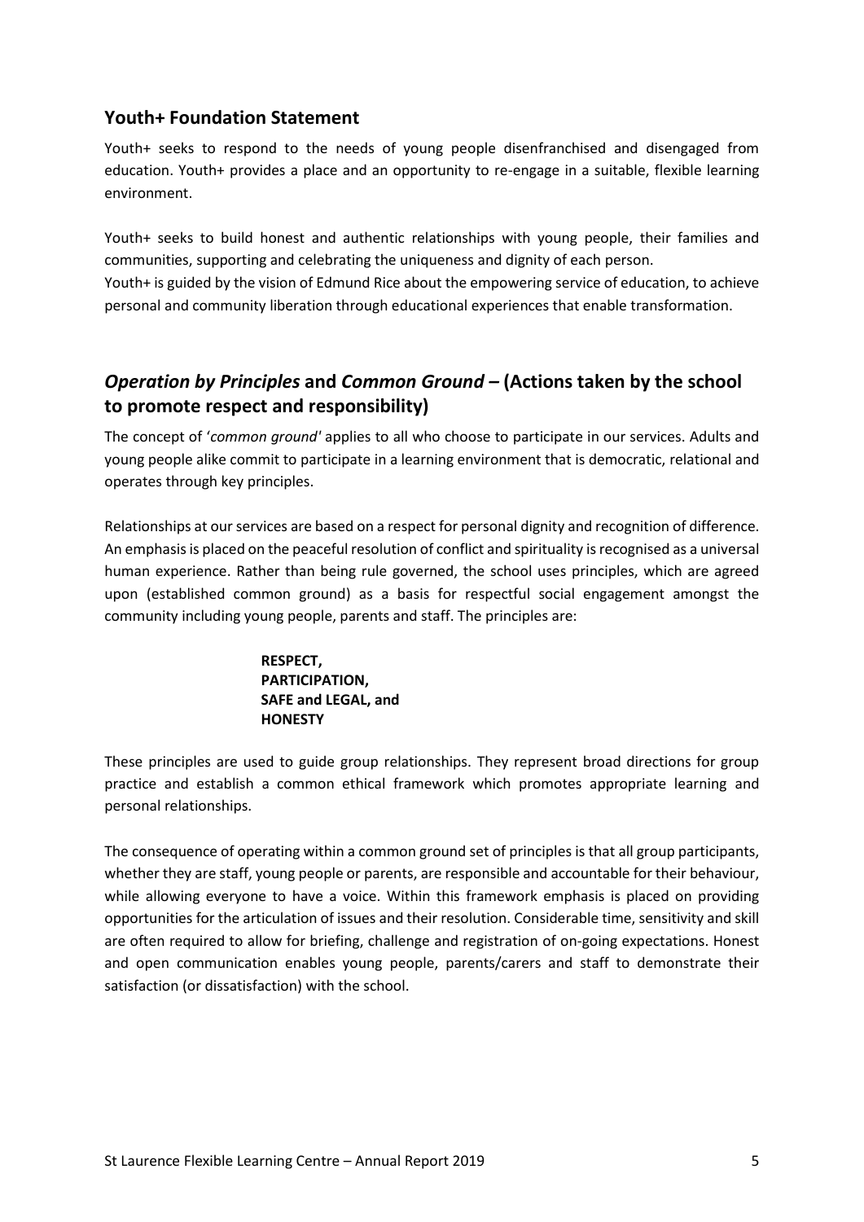## Youth+ Foundation Statement

Youth+ seeks to respond to the needs of young people disenfranchised and disengaged from education. Youth+ provides a place and an opportunity to re-engage in a suitable, flexible learning environment.

Youth+ seeks to build honest and authentic relationships with young people, their families and communities, supporting and celebrating the uniqueness and dignity of each person.
Youth+ is guided by the vision of Edmund Rice about the empowering service of education, to achieve personal and community liberation through educational experiences that enable transformation.

## *Operation by Principles* and *Common Ground* – (Actions taken by the school to promote respect and responsibility)

The concept of '*common ground*' applies to all who choose to participate in our services. Adults and young people alike commit to participate in a learning environment that is democratic, relational and operates through key principles.

Relationships at our services are based on a respect for personal dignity and recognition of difference. An emphasis is placed on the peaceful resolution of conflict and spirituality is recognised as a universal human experience. Rather than being rule governed, the school uses principles, which are agreed upon (established common ground) as a basis for respectful social engagement amongst the community including young people, parents and staff. The principles are:

**RESPECT,**
**PARTICIPATION,**
**SAFE and LEGAL, and**
**HONESTY**

These principles are used to guide group relationships. They represent broad directions for group practice and establish a common ethical framework which promotes appropriate learning and personal relationships.

The consequence of operating within a common ground set of principles is that all group participants, whether they are staff, young people or parents, are responsible and accountable for their behaviour, while allowing everyone to have a voice. Within this framework emphasis is placed on providing opportunities for the articulation of issues and their resolution. Considerable time, sensitivity and skill are often required to allow for briefing, challenge and registration of on-going expectations. Honest and open communication enables young people, parents/carers and staff to demonstrate their satisfaction (or dissatisfaction) with the school.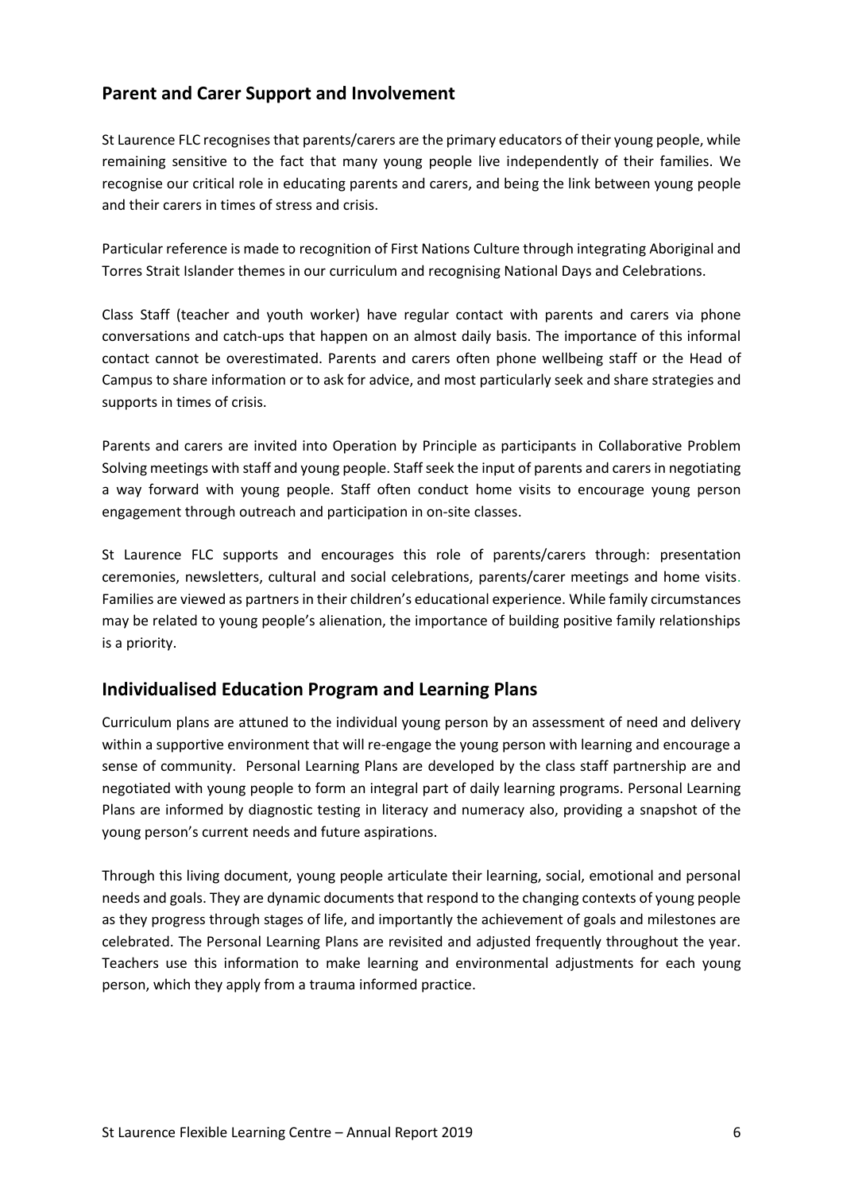## Parent and Carer Support and Involvement

St Laurence FLC recognises that parents/carers are the primary educators of their young people, while remaining sensitive to the fact that many young people live independently of their families. We recognise our critical role in educating parents and carers, and being the link between young people and their carers in times of stress and crisis.

Particular reference is made to recognition of First Nations Culture through integrating Aboriginal and Torres Strait Islander themes in our curriculum and recognising National Days and Celebrations.

Class Staff (teacher and youth worker) have regular contact with parents and carers via phone conversations and catch-ups that happen on an almost daily basis. The importance of this informal contact cannot be overestimated. Parents and carers often phone wellbeing staff or the Head of Campus to share information or to ask for advice, and most particularly seek and share strategies and supports in times of crisis.

Parents and carers are invited into Operation by Principle as participants in Collaborative Problem Solving meetings with staff and young people. Staff seek the input of parents and carers in negotiating a way forward with young people. Staff often conduct home visits to encourage young person engagement through outreach and participation in on-site classes.

St Laurence FLC supports and encourages this role of parents/carers through: presentation ceremonies, newsletters, cultural and social celebrations, parents/carer meetings and home visits. Families are viewed as partners in their children's educational experience. While family circumstances may be related to young people's alienation, the importance of building positive family relationships is a priority.

## Individualised Education Program and Learning Plans

Curriculum plans are attuned to the individual young person by an assessment of need and delivery within a supportive environment that will re-engage the young person with learning and encourage a sense of community. Personal Learning Plans are developed by the class staff partnership are and negotiated with young people to form an integral part of daily learning programs. Personal Learning Plans are informed by diagnostic testing in literacy and numeracy also, providing a snapshot of the young person's current needs and future aspirations.

Through this living document, young people articulate their learning, social, emotional and personal needs and goals. They are dynamic documents that respond to the changing contexts of young people as they progress through stages of life, and importantly the achievement of goals and milestones are celebrated. The Personal Learning Plans are revisited and adjusted frequently throughout the year. Teachers use this information to make learning and environmental adjustments for each young person, which they apply from a trauma informed practice.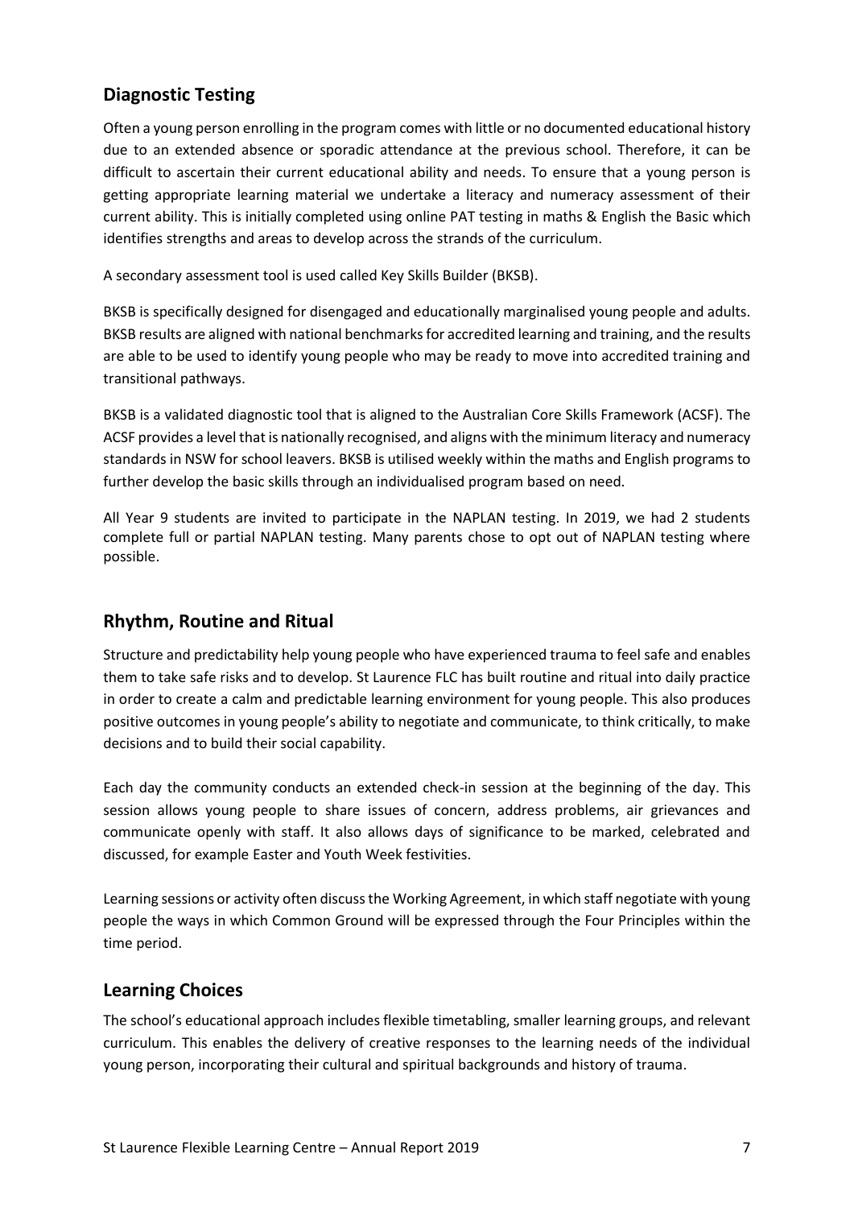## Diagnostic Testing

Often a young person enrolling in the program comes with little or no documented educational history due to an extended absence or sporadic attendance at the previous school. Therefore, it can be difficult to ascertain their current educational ability and needs. To ensure that a young person is getting appropriate learning material we undertake a literacy and numeracy assessment of their current ability. This is initially completed using online PAT testing in maths & English the Basic which identifies strengths and areas to develop across the strands of the curriculum.

A secondary assessment tool is used called Key Skills Builder (BKSB).

BKSB is specifically designed for disengaged and educationally marginalised young people and adults. BKSB results are aligned with national benchmarks for accredited learning and training, and the results are able to be used to identify young people who may be ready to move into accredited training and transitional pathways.

BKSB is a validated diagnostic tool that is aligned to the Australian Core Skills Framework (ACSF). The ACSF provides a level that is nationally recognised, and aligns with the minimum literacy and numeracy standards in NSW for school leavers. BKSB is utilised weekly within the maths and English programs to further develop the basic skills through an individualised program based on need.

All Year 9 students are invited to participate in the NAPLAN testing. In 2019, we had 2 students complete full or partial NAPLAN testing. Many parents chose to opt out of NAPLAN testing where possible.

## Rhythm, Routine and Ritual

Structure and predictability help young people who have experienced trauma to feel safe and enables them to take safe risks and to develop. St Laurence FLC has built routine and ritual into daily practice in order to create a calm and predictable learning environment for young people. This also produces positive outcomes in young people's ability to negotiate and communicate, to think critically, to make decisions and to build their social capability.

Each day the community conducts an extended check-in session at the beginning of the day. This session allows young people to share issues of concern, address problems, air grievances and communicate openly with staff. It also allows days of significance to be marked, celebrated and discussed, for example Easter and Youth Week festivities.

Learning sessions or activity often discuss the Working Agreement, in which staff negotiate with young people the ways in which Common Ground will be expressed through the Four Principles within the time period.

## Learning Choices

The school's educational approach includes flexible timetabling, smaller learning groups, and relevant curriculum. This enables the delivery of creative responses to the learning needs of the individual young person, incorporating their cultural and spiritual backgrounds and history of trauma.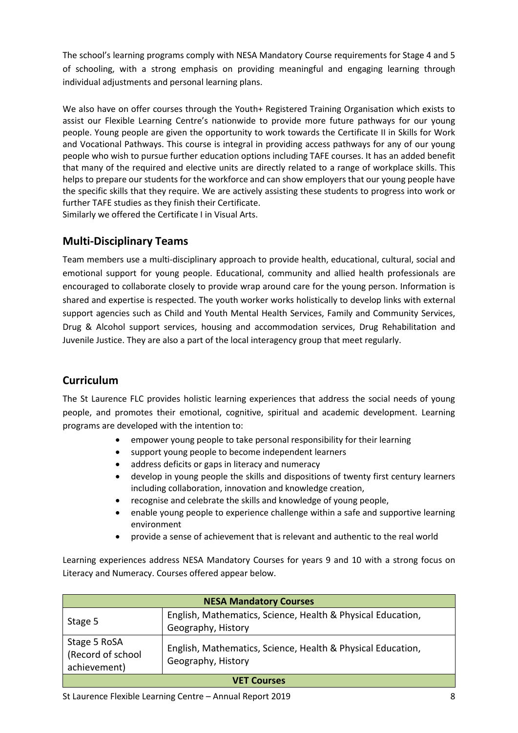The school's learning programs comply with NESA Mandatory Course requirements for Stage 4 and 5 of schooling, with a strong emphasis on providing meaningful and engaging learning through individual adjustments and personal learning plans.

We also have on offer courses through the Youth+ Registered Training Organisation which exists to assist our Flexible Learning Centre's nationwide to provide more future pathways for our young people. Young people are given the opportunity to work towards the Certificate II in Skills for Work and Vocational Pathways. This course is integral in providing access pathways for any of our young people who wish to pursue further education options including TAFE courses. It has an added benefit that many of the required and elective units are directly related to a range of workplace skills. This helps to prepare our students for the workforce and can show employers that our young people have the specific skills that they require. We are actively assisting these students to progress into work or further TAFE studies as they finish their Certificate.
Similarly we offered the Certificate I in Visual Arts.

## Multi-Disciplinary Teams

Team members use a multi-disciplinary approach to provide health, educational, cultural, social and emotional support for young people. Educational, community and allied health professionals are encouraged to collaborate closely to provide wrap around care for the young person. Information is shared and expertise is respected. The youth worker works holistically to develop links with external support agencies such as Child and Youth Mental Health Services, Family and Community Services, Drug & Alcohol support services, housing and accommodation services, Drug Rehabilitation and Juvenile Justice. They are also a part of the local interagency group that meet regularly.

## Curriculum

The St Laurence FLC provides holistic learning experiences that address the social needs of young people, and promotes their emotional, cognitive, spiritual and academic development. Learning programs are developed with the intention to:

- empower young people to take personal responsibility for their learning
- support young people to become independent learners
- address deficits or gaps in literacy and numeracy
- develop in young people the skills and dispositions of twenty first century learners including collaboration, innovation and knowledge creation,
- recognise and celebrate the skills and knowledge of young people,
- enable young people to experience challenge within a safe and supportive learning environment
- provide a sense of achievement that is relevant and authentic to the real world

Learning experiences address NESA Mandatory Courses for years 9 and 10 with a strong focus on Literacy and Numeracy. Courses offered appear below.

| **NESA Mandatory Courses** | |
|---|---|
| Stage 5 | English, Mathematics, Science, Health & Physical Education, Geography, History |
| Stage 5 RoSA (Record of school achievement) | English, Mathematics, Science, Health & Physical Education, Geography, History |
| **VET Courses** | |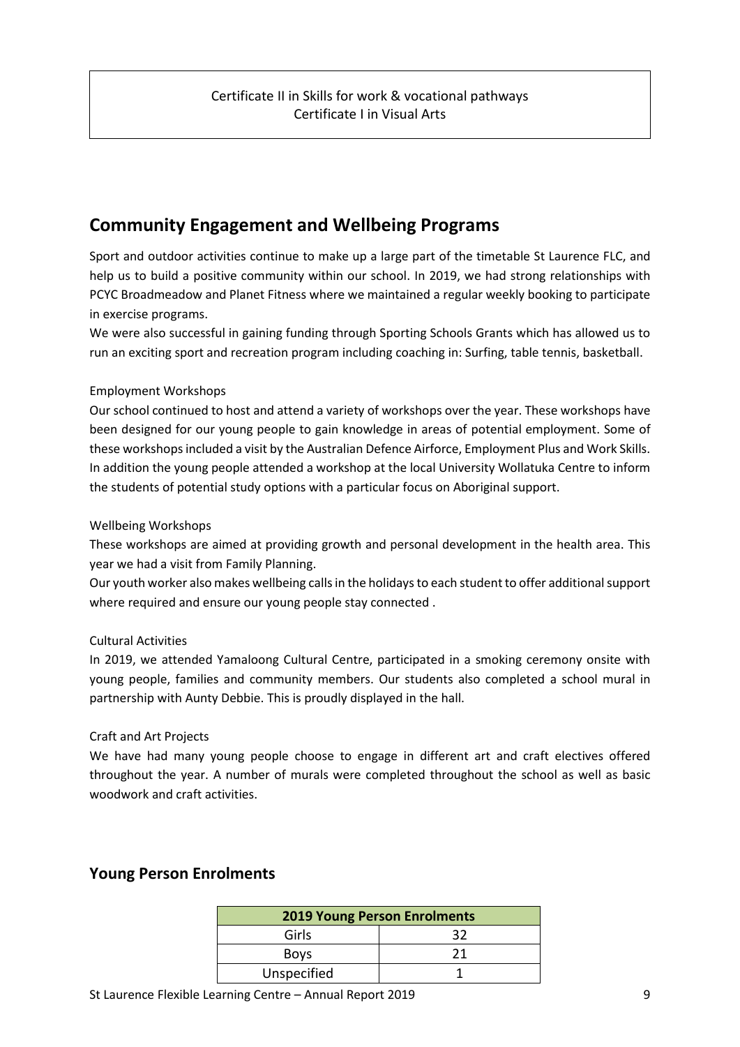Certificate II in Skills for work & vocational pathways
Certificate I in Visual Arts

## Community Engagement and Wellbeing Programs

Sport and outdoor activities continue to make up a large part of the timetable St Laurence FLC, and help us to build a positive community within our school. In 2019, we had strong relationships with PCYC Broadmeadow and Planet Fitness where we maintained a regular weekly booking to participate in exercise programs.

We were also successful in gaining funding through Sporting Schools Grants which has allowed us to run an exciting sport and recreation program including coaching in: Surfing, table tennis, basketball.

Employment Workshops

Our school continued to host and attend a variety of workshops over the year. These workshops have been designed for our young people to gain knowledge in areas of potential employment. Some of these workshops included a visit by the Australian Defence Airforce, Employment Plus and Work Skills. In addition the young people attended a workshop at the local University Wollatuka Centre to inform the students of potential study options with a particular focus on Aboriginal support.

Wellbeing Workshops

These workshops are aimed at providing growth and personal development in the health area. This year we had a visit from Family Planning.

Our youth worker also makes wellbeing calls in the holidays to each student to offer additional support where required and ensure our young people stay connected .

Cultural Activities

In 2019, we attended Yamaloong Cultural Centre, participated in a smoking ceremony onsite with young people, families and community members. Our students also completed a school mural in partnership with Aunty Debbie. This is proudly displayed in the hall.

Craft and Art Projects

We have had many young people choose to engage in different art and craft electives offered throughout the year. A number of murals were completed throughout the school as well as basic woodwork and craft activities.

### Young Person Enrolments

| 2019 Young Person Enrolments | |
|---|---|
| Girls | 32 |
| Boys | 21 |
| Unspecified | 1 |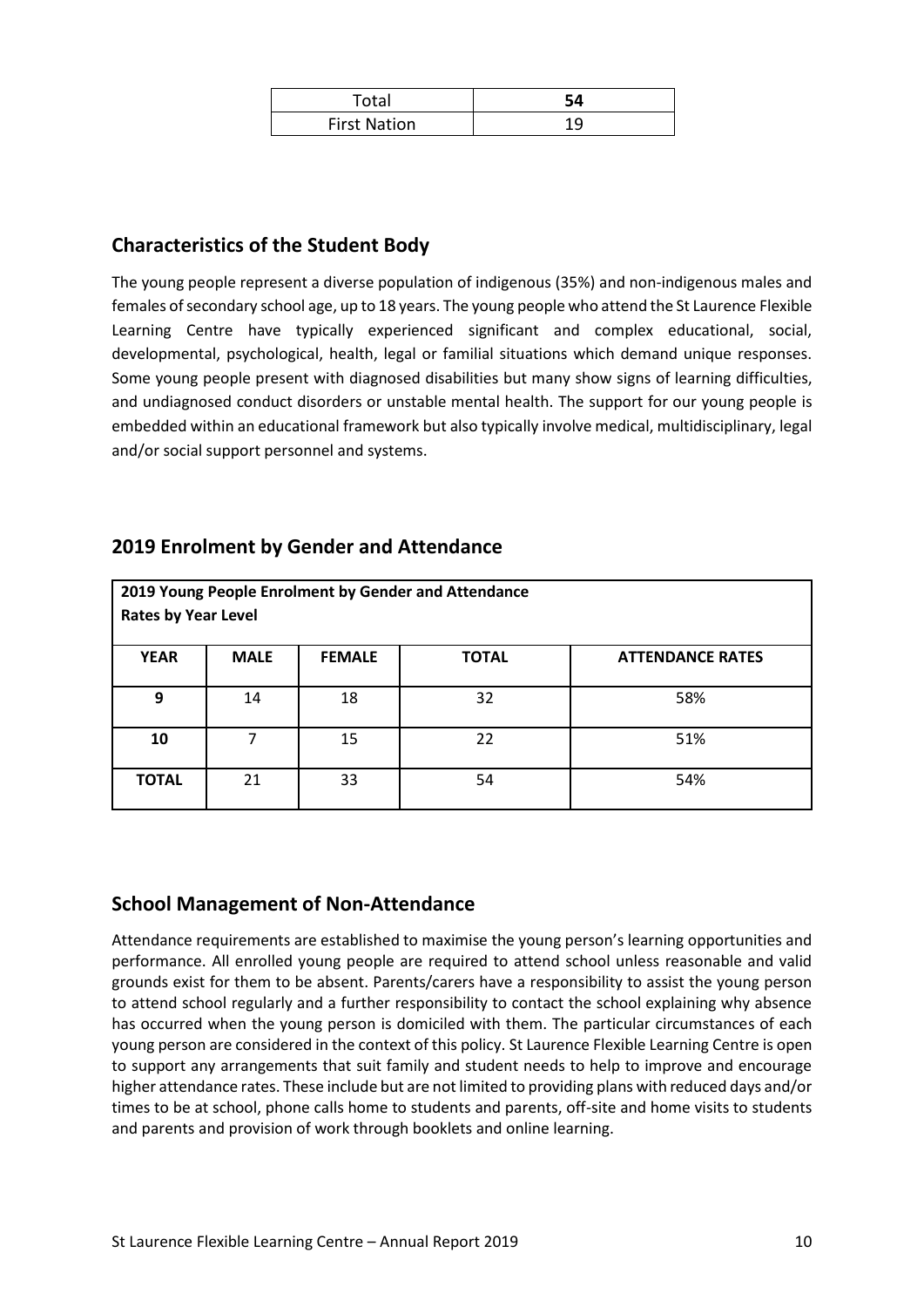| Total | **54** |
|---|---|
| First Nation | 19 |

## Characteristics of the Student Body

The young people represent a diverse population of indigenous (35%) and non-indigenous males and females of secondary school age, up to 18 years. The young people who attend the St Laurence Flexible Learning Centre have typically experienced significant and complex educational, social, developmental, psychological, health, legal or familial situations which demand unique responses. Some young people present with diagnosed disabilities but many show signs of learning difficulties, and undiagnosed conduct disorders or unstable mental health. The support for our young people is embedded within an educational framework but also typically involve medical, multidisciplinary, legal and/or social support personnel and systems.

## 2019 Enrolment by Gender and Attendance

**2019 Young People Enrolment by Gender and Attendance Rates by Year Level**

| YEAR | MALE | FEMALE | TOTAL | ATTENDANCE RATES |
|---|---|---|---|---|
| **9** | 14 | 18 | 32 | 58% |
| **10** | 7 | 15 | 22 | 51% |
| **TOTAL** | 21 | 33 | 54 | 54% |

## School Management of Non-Attendance

Attendance requirements are established to maximise the young person's learning opportunities and performance. All enrolled young people are required to attend school unless reasonable and valid grounds exist for them to be absent. Parents/carers have a responsibility to assist the young person to attend school regularly and a further responsibility to contact the school explaining why absence has occurred when the young person is domiciled with them. The particular circumstances of each young person are considered in the context of this policy. St Laurence Flexible Learning Centre is open to support any arrangements that suit family and student needs to help to improve and encourage higher attendance rates. These include but are not limited to providing plans with reduced days and/or times to be at school, phone calls home to students and parents, off-site and home visits to students and parents and provision of work through booklets and online learning.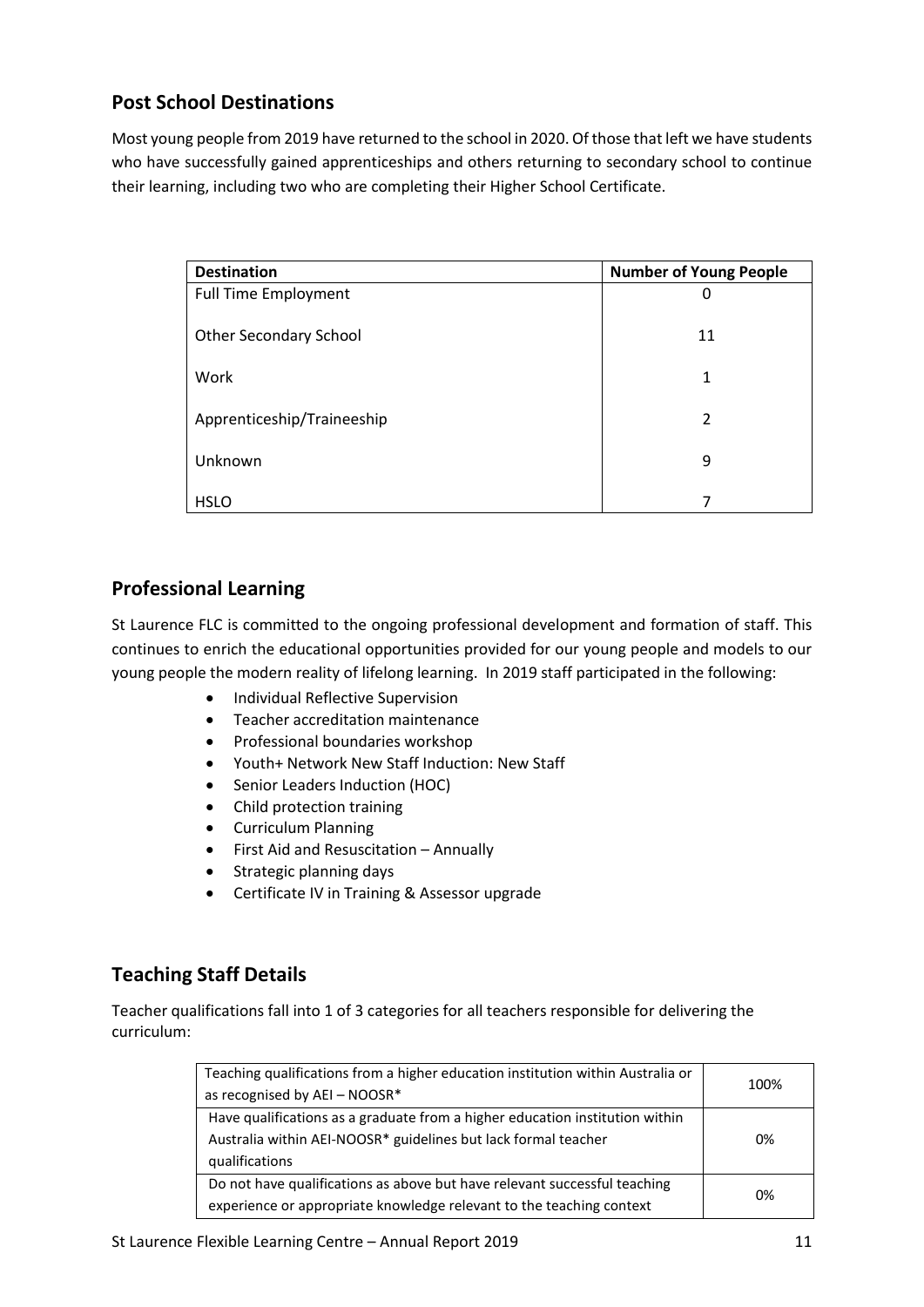## Post School Destinations

Most young people from 2019 have returned to the school in 2020. Of those that left we have students who have successfully gained apprenticeships and others returning to secondary school to continue their learning, including two who are completing their Higher School Certificate.

| Destination | Number of Young People |
|---|---|
| Full Time Employment | 0 |
| Other Secondary School | 11 |
| Work | 1 |
| Apprenticeship/Traineeship | 2 |
| Unknown | 9 |
| HSLO | 7 |

## Professional Learning

St Laurence FLC is committed to the ongoing professional development and formation of staff. This continues to enrich the educational opportunities provided for our young people and models to our young people the modern reality of lifelong learning. In 2019 staff participated in the following:

- Individual Reflective Supervision
- Teacher accreditation maintenance
- Professional boundaries workshop
- Youth+ Network New Staff Induction: New Staff
- Senior Leaders Induction (HOC)
- Child protection training
- Curriculum Planning
- First Aid and Resuscitation – Annually
- Strategic planning days
- Certificate IV in Training & Assessor upgrade

## Teaching Staff Details

Teacher qualifications fall into 1 of 3 categories for all teachers responsible for delivering the curriculum:

| Qualification | Percentage |
|---|---|
| Teaching qualifications from a higher education institution within Australia or as recognised by AEI – NOOSR* | 100% |
| Have qualifications as a graduate from a higher education institution within Australia within AEI-NOOSR* guidelines but lack formal teacher qualifications | 0% |
| Do not have qualifications as above but have relevant successful teaching experience or appropriate knowledge relevant to the teaching context | 0% |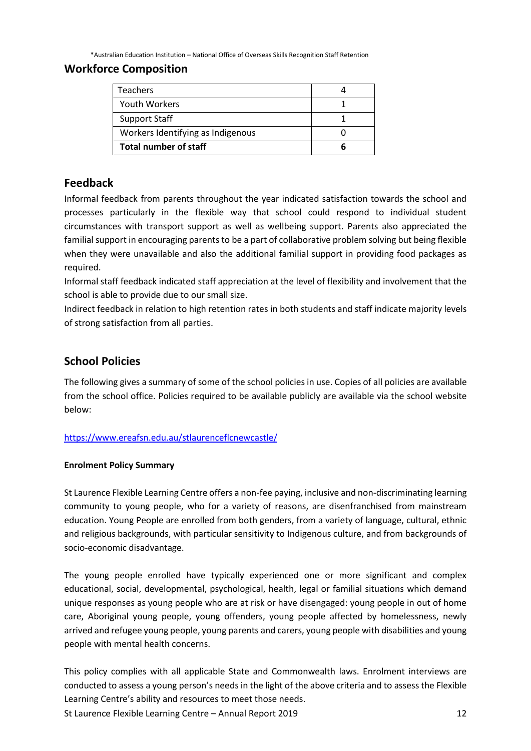*Australian Education Institution – National Office of Overseas Skills Recognition Staff Retention

## Workforce Composition

| Teachers | 4 |
|---|---|
| Youth Workers | 1 |
| Support Staff | 1 |
| Workers Identifying as Indigenous | 0 |
| **Total number of staff** | **6** |

## Feedback

Informal feedback from parents throughout the year indicated satisfaction towards the school and processes particularly in the flexible way that school could respond to individual student circumstances with transport support as well as wellbeing support. Parents also appreciated the familial support in encouraging parents to be a part of collaborative problem solving but being flexible when they were unavailable and also the additional familial support in providing food packages as required.

Informal staff feedback indicated staff appreciation at the level of flexibility and involvement that the school is able to provide due to our small size.

Indirect feedback in relation to high retention rates in both students and staff indicate majority levels of strong satisfaction from all parties.

## School Policies

The following gives a summary of some of the school policies in use. Copies of all policies are available from the school office. Policies required to be available publicly are available via the school website below:

https://www.ereafsn.edu.au/stlaurenceflcnewcastle/

**Enrolment Policy Summary**

St Laurence Flexible Learning Centre offers a non-fee paying, inclusive and non-discriminating learning community to young people, who for a variety of reasons, are disenfranchised from mainstream education. Young People are enrolled from both genders, from a variety of language, cultural, ethnic and religious backgrounds, with particular sensitivity to Indigenous culture, and from backgrounds of socio-economic disadvantage.

The young people enrolled have typically experienced one or more significant and complex educational, social, developmental, psychological, health, legal or familial situations which demand unique responses as young people who are at risk or have disengaged: young people in out of home care, Aboriginal young people, young offenders, young people affected by homelessness, newly arrived and refugee young people, young parents and carers, young people with disabilities and young people with mental health concerns.

This policy complies with all applicable State and Commonwealth laws. Enrolment interviews are conducted to assess a young person's needs in the light of the above criteria and to assess the Flexible Learning Centre's ability and resources to meet those needs.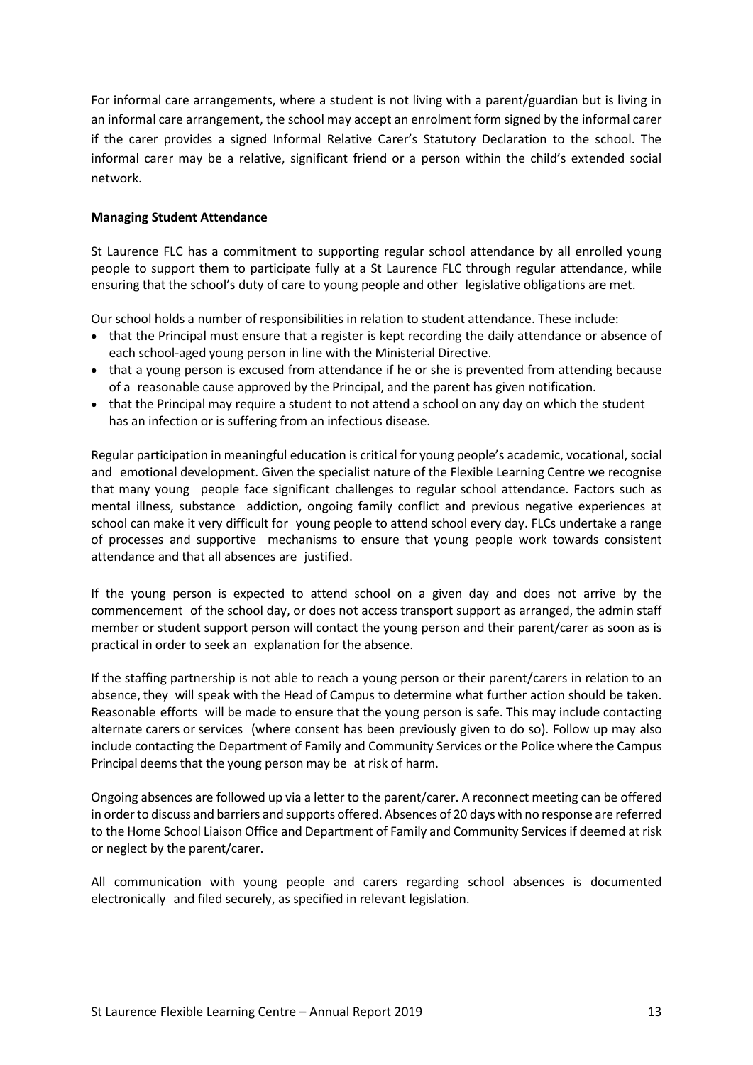For informal care arrangements, where a student is not living with a parent/guardian but is living in an informal care arrangement, the school may accept an enrolment form signed by the informal carer if the carer provides a signed Informal Relative Carer's Statutory Declaration to the school. The informal carer may be a relative, significant friend or a person within the child's extended social network.

**Managing Student Attendance**

St Laurence FLC has a commitment to supporting regular school attendance by all enrolled young people to support them to participate fully at a St Laurence FLC through regular attendance, while ensuring that the school's duty of care to young people and other legislative obligations are met.

Our school holds a number of responsibilities in relation to student attendance. These include:

- that the Principal must ensure that a register is kept recording the daily attendance or absence of each school-aged young person in line with the Ministerial Directive.
- that a young person is excused from attendance if he or she is prevented from attending because of a reasonable cause approved by the Principal, and the parent has given notification.
- that the Principal may require a student to not attend a school on any day on which the student has an infection or is suffering from an infectious disease.

Regular participation in meaningful education is critical for young people's academic, vocational, social and emotional development. Given the specialist nature of the Flexible Learning Centre we recognise that many young people face significant challenges to regular school attendance. Factors such as mental illness, substance addiction, ongoing family conflict and previous negative experiences at school can make it very difficult for young people to attend school every day. FLCs undertake a range of processes and supportive mechanisms to ensure that young people work towards consistent attendance and that all absences are justified.

If the young person is expected to attend school on a given day and does not arrive by the commencement of the school day, or does not access transport support as arranged, the admin staff member or student support person will contact the young person and their parent/carer as soon as is practical in order to seek an explanation for the absence.

If the staffing partnership is not able to reach a young person or their parent/carers in relation to an absence, they will speak with the Head of Campus to determine what further action should be taken. Reasonable efforts will be made to ensure that the young person is safe. This may include contacting alternate carers or services (where consent has been previously given to do so). Follow up may also include contacting the Department of Family and Community Services or the Police where the Campus Principal deems that the young person may be at risk of harm.

Ongoing absences are followed up via a letter to the parent/carer. A reconnect meeting can be offered in order to discuss and barriers and supports offered. Absences of 20 days with no response are referred to the Home School Liaison Office and Department of Family and Community Services if deemed at risk or neglect by the parent/carer.

All communication with young people and carers regarding school absences is documented electronically and filed securely, as specified in relevant legislation.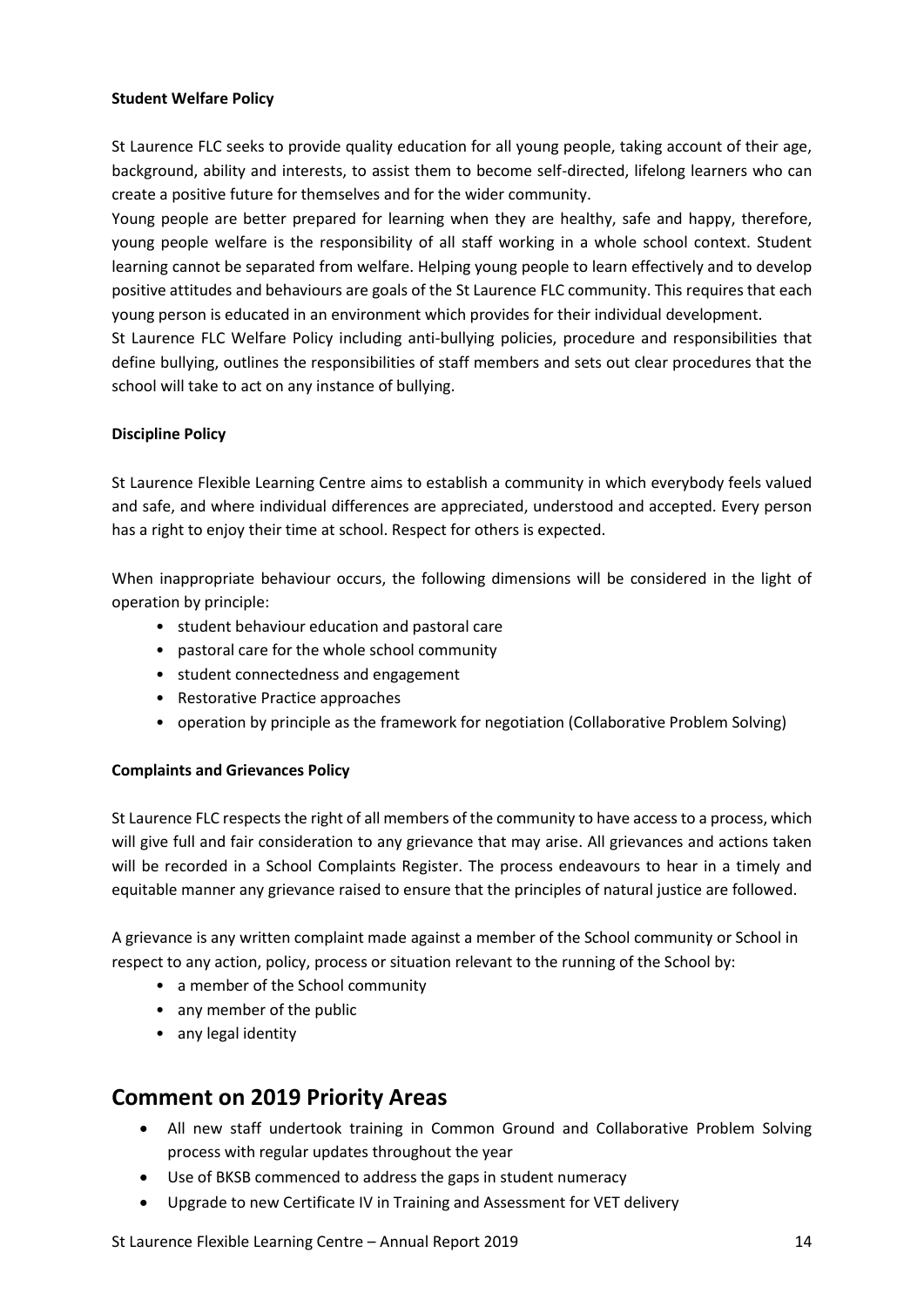**Student Welfare Policy**

St Laurence FLC seeks to provide quality education for all young people, taking account of their age, background, ability and interests, to assist them to become self-directed, lifelong learners who can create a positive future for themselves and for the wider community.

Young people are better prepared for learning when they are healthy, safe and happy, therefore, young people welfare is the responsibility of all staff working in a whole school context. Student learning cannot be separated from welfare. Helping young people to learn effectively and to develop positive attitudes and behaviours are goals of the St Laurence FLC community. This requires that each young person is educated in an environment which provides for their individual development.

St Laurence FLC Welfare Policy including anti-bullying policies, procedure and responsibilities that define bullying, outlines the responsibilities of staff members and sets out clear procedures that the school will take to act on any instance of bullying.

**Discipline Policy**

St Laurence Flexible Learning Centre aims to establish a community in which everybody feels valued and safe, and where individual differences are appreciated, understood and accepted. Every person has a right to enjoy their time at school. Respect for others is expected.

When inappropriate behaviour occurs, the following dimensions will be considered in the light of operation by principle:

- student behaviour education and pastoral care
- pastoral care for the whole school community
- student connectedness and engagement
- Restorative Practice approaches
- operation by principle as the framework for negotiation (Collaborative Problem Solving)

**Complaints and Grievances Policy**

St Laurence FLC respects the right of all members of the community to have access to a process, which will give full and fair consideration to any grievance that may arise. All grievances and actions taken will be recorded in a School Complaints Register. The process endeavours to hear in a timely and equitable manner any grievance raised to ensure that the principles of natural justice are followed.

A grievance is any written complaint made against a member of the School community or School in respect to any action, policy, process or situation relevant to the running of the School by:

- a member of the School community
- any member of the public
- any legal identity

## Comment on 2019 Priority Areas

- All new staff undertook training in Common Ground and Collaborative Problem Solving process with regular updates throughout the year
- Use of BKSB commenced to address the gaps in student numeracy
- Upgrade to new Certificate IV in Training and Assessment for VET delivery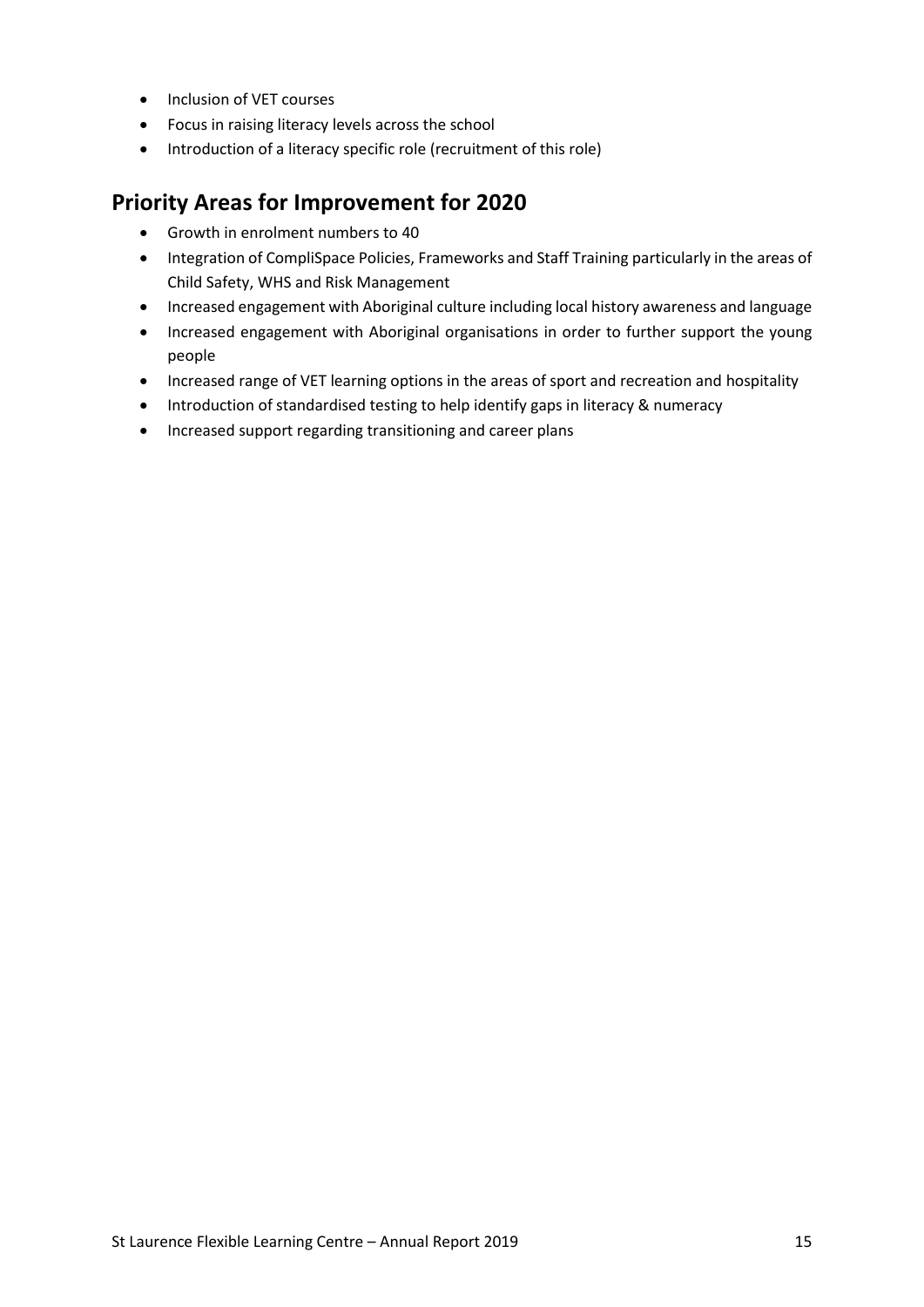- Inclusion of VET courses
- Focus in raising literacy levels across the school
- Introduction of a literacy specific role (recruitment of this role)

## Priority Areas for Improvement for 2020

- Growth in enrolment numbers to 40
- Integration of CompliSpace Policies, Frameworks and Staff Training particularly in the areas of Child Safety, WHS and Risk Management
- Increased engagement with Aboriginal culture including local history awareness and language
- Increased engagement with Aboriginal organisations in order to further support the young people
- Increased range of VET learning options in the areas of sport and recreation and hospitality
- Introduction of standardised testing to help identify gaps in literacy & numeracy
- Increased support regarding transitioning and career plans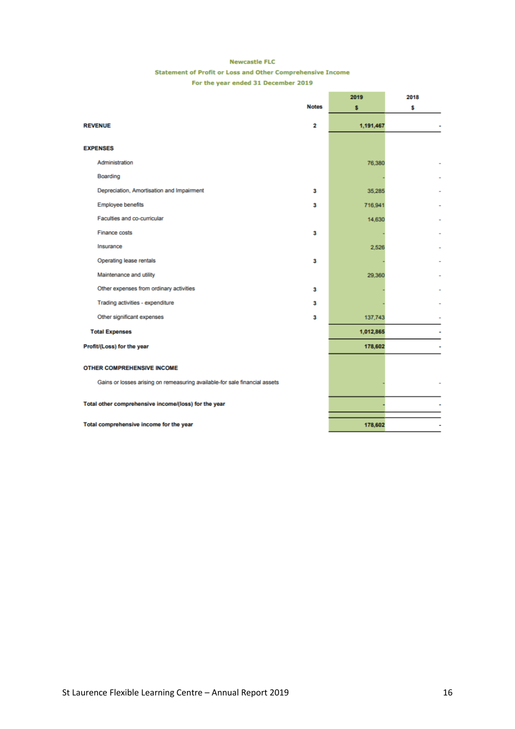**Newcastle FLC**

**Statement of Profit or Loss and Other Comprehensive Income**

**For the year ended 31 December 2019**

| | Notes | 2019 $ | 2018 $ |
|---|---|---|---|
| **REVENUE** | 2 | 1,191,467 | - |
| **EXPENSES** | | | |
| Administration | | 76,380 | - |
| Boarding | | - | - |
| Depreciation, Amortisation and Impairment | 3 | 35,285 | - |
| Employee benefits | 3 | 716,941 | - |
| Faculties and co-curricular | | 14,630 | - |
| Finance costs | 3 | - | - |
| Insurance | | 2,526 | - |
| Operating lease rentals | 3 | - | - |
| Maintenance and utility | | 29,360 | - |
| Other expenses from ordinary activities | 3 | - | - |
| Trading activities - expenditure | 3 | - | - |
| Other significant expenses | 3 | 137,743 | - |
| **Total Expenses** | | **1,012,865** | **-** |
| **Profit/(Loss) for the year** | | **178,602** | **-** |
| **OTHER COMPREHENSIVE INCOME** | | | |
| Gains or losses arising on remeasuring available-for sale financial assets | | - | - |
| **Total other comprehensive income/(loss) for the year** | | **-** | **-** |
| **Total comprehensive income for the year** | | **178,602** | **-** |

St Laurence Flexible Learning Centre – Annual Report 2019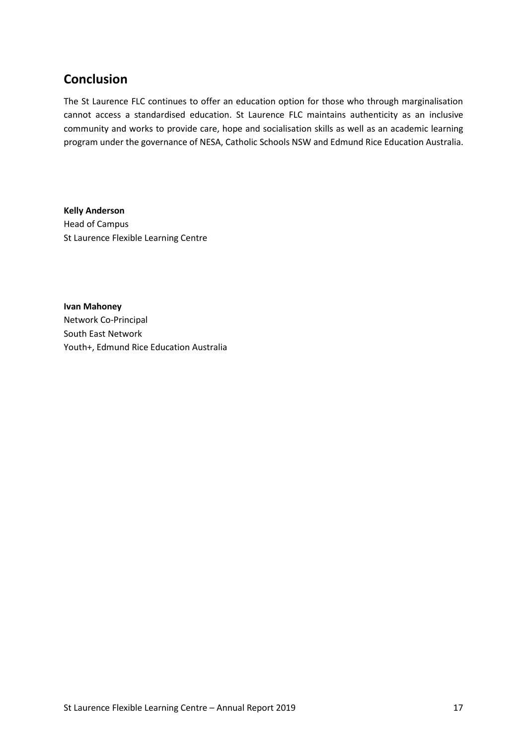## Conclusion

The St Laurence FLC continues to offer an education option for those who through marginalisation cannot access a standardised education. St Laurence FLC maintains authenticity as an inclusive community and works to provide care, hope and socialisation skills as well as an academic learning program under the governance of NESA, Catholic Schools NSW and Edmund Rice Education Australia.

**Kelly Anderson**
Head of Campus
St Laurence Flexible Learning Centre

**Ivan Mahoney**
Network Co-Principal
South East Network
Youth+, Edmund Rice Education Australia